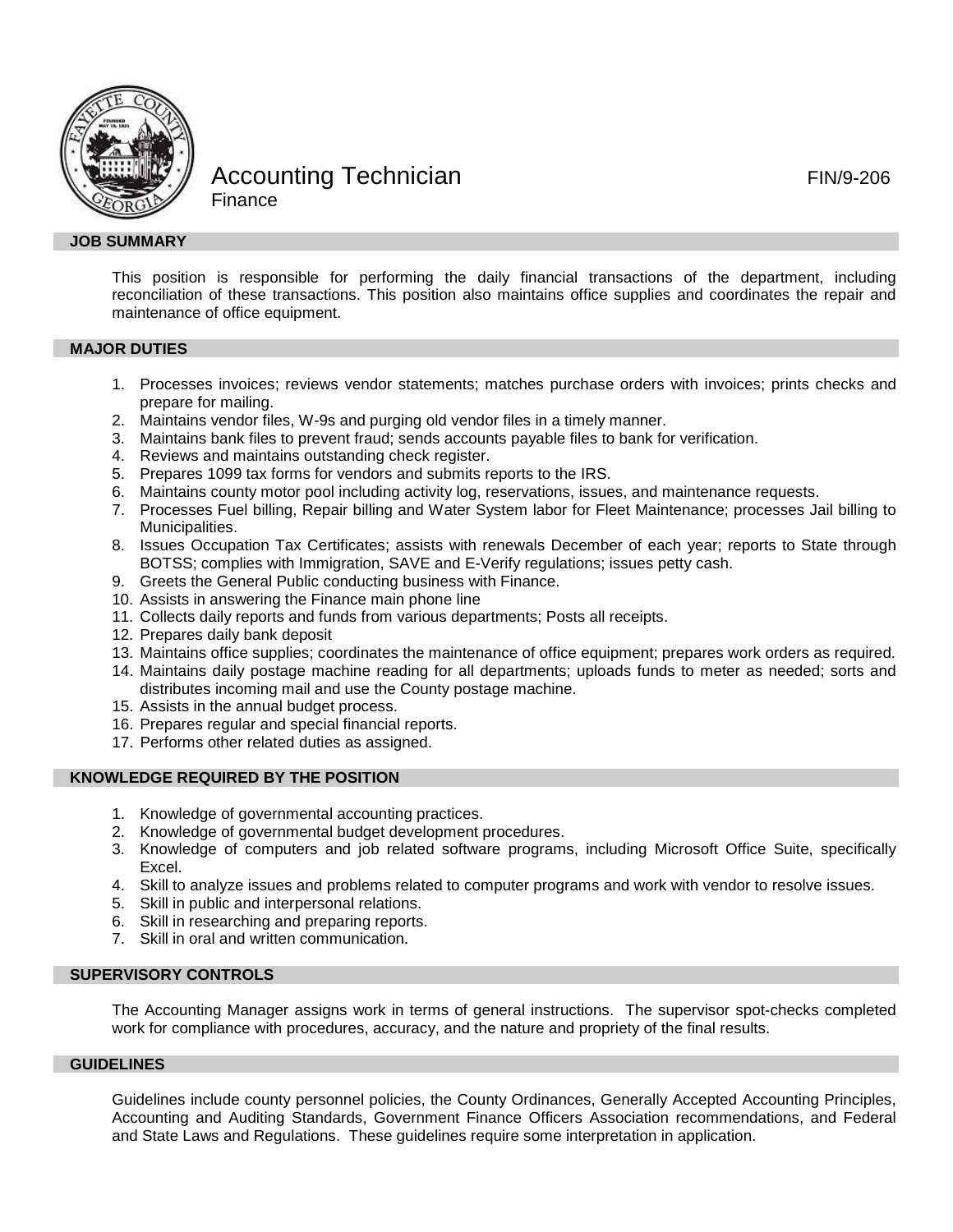# Accounting Technician

FIN/9-206

Finance

## JOB SUMMARY

This position is responsible for performing the daily financial transactions of the department, including reconciliation of these transactions. This position also maintains office supplies and coordinates the repair and maintenance of office equipment.

## MAJOR DUTIES

1. Processes invoices; reviews vendor statements; matches purchase orders with invoices; prints checks and prepare for mailing.
2. Maintains vendor files, W-9s and purging old vendor files in a timely manner.
3. Maintains bank files to prevent fraud; sends accounts payable files to bank for verification.
4. Reviews and maintains outstanding check register.
5. Prepares 1099 tax forms for vendors and submits reports to the IRS.
6. Maintains county motor pool including activity log, reservations, issues, and maintenance requests.
7. Processes Fuel billing, Repair billing and Water System labor for Fleet Maintenance; processes Jail billing to Municipalities.
8. Issues Occupation Tax Certificates; assists with renewals December of each year; reports to State through BOTSS; complies with Immigration, SAVE and E-Verify regulations; issues petty cash.
9. Greets the General Public conducting business with Finance.
10. Assists in answering the Finance main phone line
11. Collects daily reports and funds from various departments; Posts all receipts.
12. Prepares daily bank deposit
13. Maintains office supplies; coordinates the maintenance of office equipment; prepares work orders as required.
14. Maintains daily postage machine reading for all departments; uploads funds to meter as needed; sorts and distributes incoming mail and use the County postage machine.
15. Assists in the annual budget process.
16. Prepares regular and special financial reports.
17. Performs other related duties as assigned.

## KNOWLEDGE REQUIRED BY THE POSITION

1. Knowledge of governmental accounting practices.
2. Knowledge of governmental budget development procedures.
3. Knowledge of computers and job related software programs, including Microsoft Office Suite, specifically Excel.
4. Skill to analyze issues and problems related to computer programs and work with vendor to resolve issues.
5. Skill in public and interpersonal relations.
6. Skill in researching and preparing reports.
7. Skill in oral and written communication.

## SUPERVISORY CONTROLS

The Accounting Manager assigns work in terms of general instructions. The supervisor spot-checks completed work for compliance with procedures, accuracy, and the nature and propriety of the final results.

## GUIDELINES

Guidelines include county personnel policies, the County Ordinances, Generally Accepted Accounting Principles, Accounting and Auditing Standards, Government Finance Officers Association recommendations, and Federal and State Laws and Regulations. These guidelines require some interpretation in application.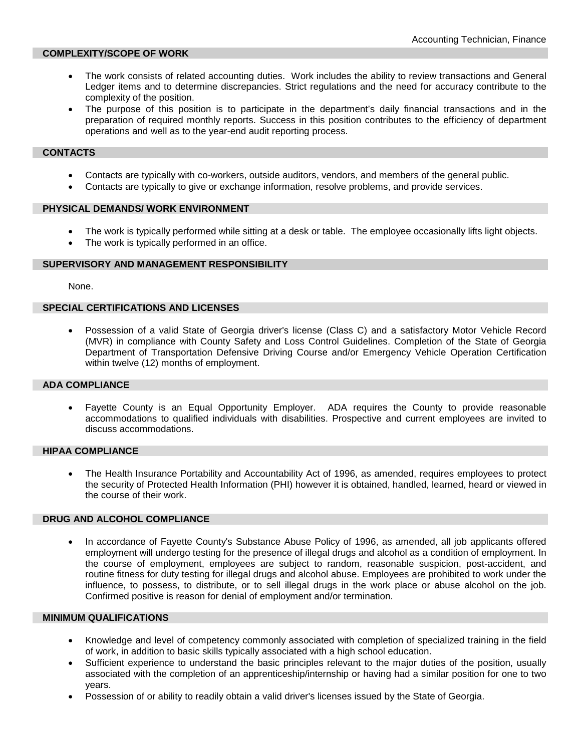## COMPLEXITY/SCOPE OF WORK

- The work consists of related accounting duties. Work includes the ability to review transactions and General Ledger items and to determine discrepancies. Strict regulations and the need for accuracy contribute to the complexity of the position.
- The purpose of this position is to participate in the department's daily financial transactions and in the preparation of required monthly reports. Success in this position contributes to the efficiency of department operations and well as to the year-end audit reporting process.

## CONTACTS

- Contacts are typically with co-workers, outside auditors, vendors, and members of the general public.
- Contacts are typically to give or exchange information, resolve problems, and provide services.

## PHYSICAL DEMANDS/ WORK ENVIRONMENT

- The work is typically performed while sitting at a desk or table. The employee occasionally lifts light objects.
- The work is typically performed in an office.

## SUPERVISORY AND MANAGEMENT RESPONSIBILITY

None.

## SPECIAL CERTIFICATIONS AND LICENSES

- Possession of a valid State of Georgia driver's license (Class C) and a satisfactory Motor Vehicle Record (MVR) in compliance with County Safety and Loss Control Guidelines. Completion of the State of Georgia Department of Transportation Defensive Driving Course and/or Emergency Vehicle Operation Certification within twelve (12) months of employment.

## ADA COMPLIANCE

- Fayette County is an Equal Opportunity Employer. ADA requires the County to provide reasonable accommodations to qualified individuals with disabilities. Prospective and current employees are invited to discuss accommodations.

## HIPAA COMPLIANCE

- The Health Insurance Portability and Accountability Act of 1996, as amended, requires employees to protect the security of Protected Health Information (PHI) however it is obtained, handled, learned, heard or viewed in the course of their work.

## DRUG AND ALCOHOL COMPLIANCE

- In accordance of Fayette County's Substance Abuse Policy of 1996, as amended, all job applicants offered employment will undergo testing for the presence of illegal drugs and alcohol as a condition of employment. In the course of employment, employees are subject to random, reasonable suspicion, post-accident, and routine fitness for duty testing for illegal drugs and alcohol abuse. Employees are prohibited to work under the influence, to possess, to distribute, or to sell illegal drugs in the work place or abuse alcohol on the job. Confirmed positive is reason for denial of employment and/or termination.

## MINIMUM QUALIFICATIONS

- Knowledge and level of competency commonly associated with completion of specialized training in the field of work, in addition to basic skills typically associated with a high school education.
- Sufficient experience to understand the basic principles relevant to the major duties of the position, usually associated with the completion of an apprenticeship/internship or having had a similar position for one to two years.
- Possession of or ability to readily obtain a valid driver's licenses issued by the State of Georgia.